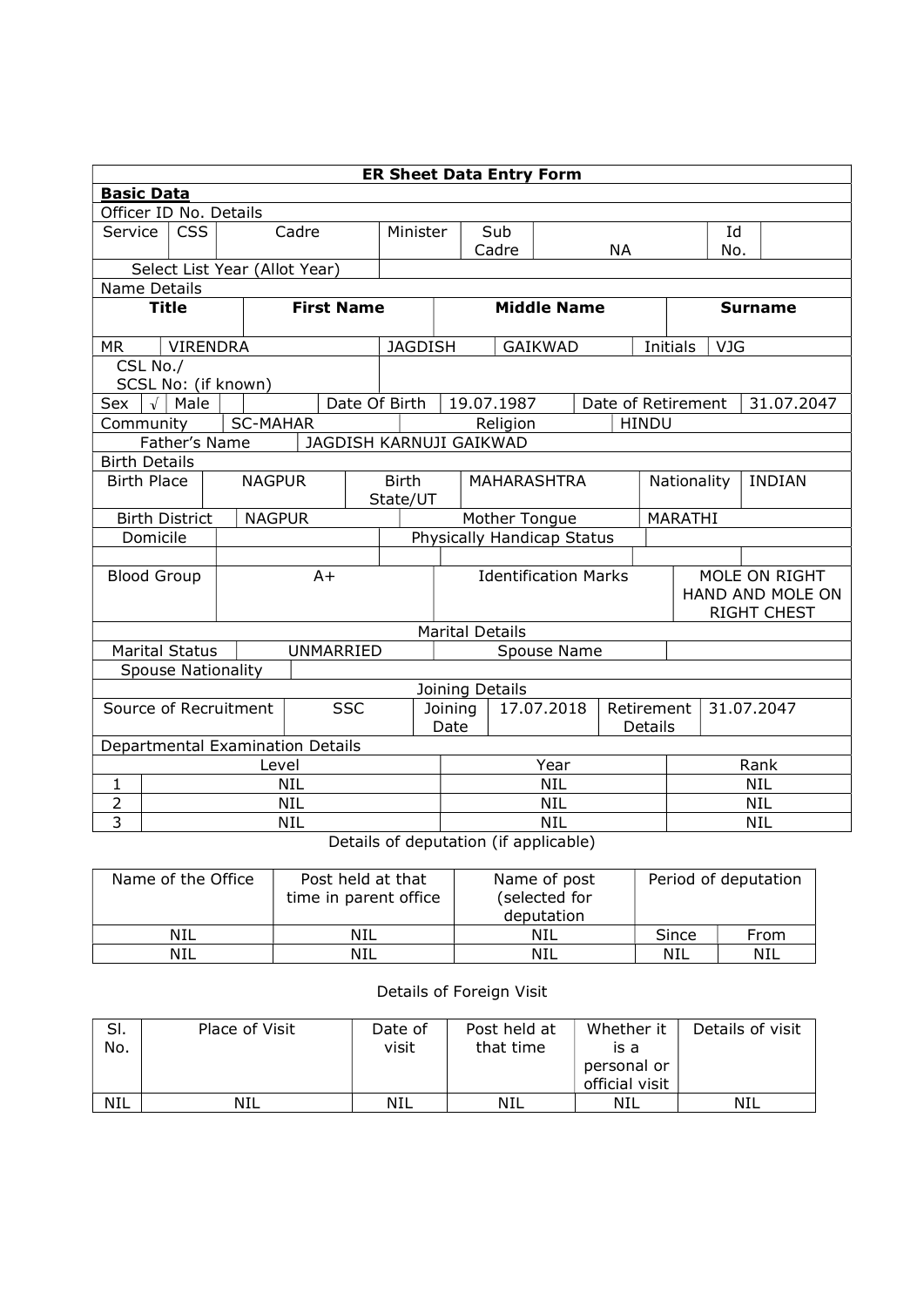| ER Sheet Data Entry Form | | | | | | | | | | | |
|---|---|---|---|---|---|---|---|---|---|---|---|
| **Basic Data** | | | | | | | | | | | |
| Officer ID No. Details | | | | | | | | | | | |
| Service | CSS | Cadre | Minister | Sub Cadre | NA | | | Id No. | | | |
| Select List Year (Allot Year) | | | | | | | | | | | |
| Name Details | | | | | | | | | | | |
| **Title** | | **First Name** | | **Middle Name** | | | | **Surname** | | | |
| MR | VIRENDRA | | JAGDISH | | GAIKWAD | | Initials | VJG | | | |
| CSL No./ SCSL No: (if known) | | | | | | | | | | | |
| Sex | √ | Male | | Date Of Birth | 19.07.1987 | | Date of Retirement | | 31.07.2047 | | |
| Community | SC-MAHAR | | | Religion | | HINDU | | | | | |
| Father's Name | JAGDISH KARNUJI GAIKWAD | | | | | | | | | | |
| Birth Details | | | | | | | | | | | |
| Birth Place | NAGPUR | | Birth State/UT | MAHARASHTRA | | | Nationality | INDIAN | | | |
| Birth District | NAGPUR | | | Mother Tongue | | | MARATHI | | | | |
| Domicile | | | Physically Handicap Status | | | | | | | | |
| Blood Group | A+ | | | Identification Marks | | | MOLE ON RIGHT HAND AND MOLE ON RIGHT CHEST | | | | |
| Marital Details | | | | | | | | | | | |
| Marital Status | UNMARRIED | | | Spouse Name | | | | | | | |
| Spouse Nationality | | | | | | | | | | | |
| Joining Details | | | | | | | | | | | |
| Source of Recruitment | SSC | | Joining Date | 17.07.2018 | | Retirement Details | 31.07.2047 | | | | |
| Departmental Examination Details | | | | | | | | | | | |
| | Level | | | Year | | | Rank | | | | |
| 1 | NIL | | | NIL | | | NIL | | | | |
| 2 | NIL | | | NIL | | | NIL | | | | |
| 3 | NIL | | | NIL | | | NIL | | | | |

Details of deputation (if applicable)

| Name of the Office | Post held at that time in parent office | Name of post (selected for deputation | Period of deputation | |
|---|---|---|---|---|
| NIL | NIL | NIL | Since | From |
| NIL | NIL | NIL | NIL | NIL |

Details of Foreign Visit

| Sl. No. | Place of Visit | Date of visit | Post held at that time | Whether it is a personal or official visit | Details of visit |
|---|---|---|---|---|---|
| NIL | NIL | NIL | NIL | NIL | NIL |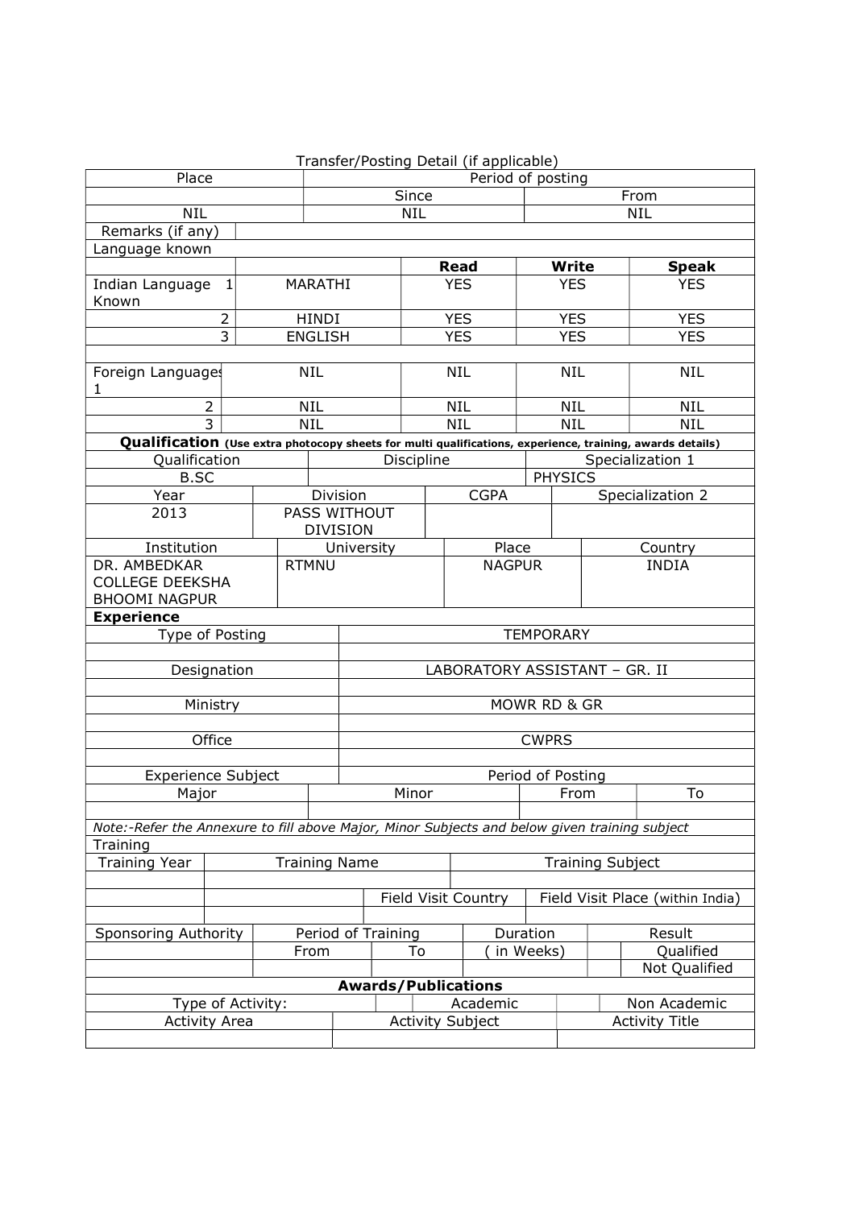Transfer/Posting Detail (if applicable)

| Place | Period of posting | |
|---|---|---|
| | Since | From |
| NIL | NIL | NIL |
| Remarks (if any) | | |

Language known

| | | Read | Write | Speak |
|---|---|---|---|---|
| Indian Language Known 1 | MARATHI | YES | YES | YES |
| 2 | HINDI | YES | YES | YES |
| 3 | ENGLISH | YES | YES | YES |
| | | | | |
| Foreign Languages 1 | NIL | NIL | NIL | NIL |
| 2 | NIL | NIL | NIL | NIL |
| 3 | NIL | NIL | NIL | NIL |

**Qualification** **(Use extra photocopy sheets for multi qualifications, experience, training, awards details)**

| Qualification | Discipline | Specialization 1 |
|---|---|---|
| B.SC | | PHYSICS |

| Year | Division | CGPA | Specialization 2 |
|---|---|---|---|
| 2013 | PASS WITHOUT DIVISION | | |

| Institution | University | Place | Country |
|---|---|---|---|
| DR. AMBEDKAR COLLEGE DEEKSHA BHOOMI NAGPUR | RTMNU | NAGPUR | INDIA |

**Experience**

| | |
|---|---|
| Type of Posting | TEMPORARY |
| Designation | LABORATORY ASSISTANT – GR. II |
| Ministry | MOWR RD & GR |
| Office | CWPRS |
| Experience Subject | Period of Posting |

| Major | Minor | From | To |
|---|---|---|---|
| | | | |

*Note:-Refer the Annexure to fill above Major, Minor Subjects and below given training subject*

Training

| Training Year | Training Name | Training Subject |
|---|---|---|
| | | |
| | Field Visit Country | Field Visit Place (within India) |
| | | |

| Sponsoring Authority | Period of Training | | Duration | Result | |
|---|---|---|---|---|---|
| | From | To | ( in Weeks) | | Qualified |
| | | | | | Not Qualified |

**Awards/Publications**

| Type of Activity: | | Academic | | Non Academic |
|---|---|---|---|---|

| Activity Area | Activity Subject | Activity Title |
|---|---|---|
| | | |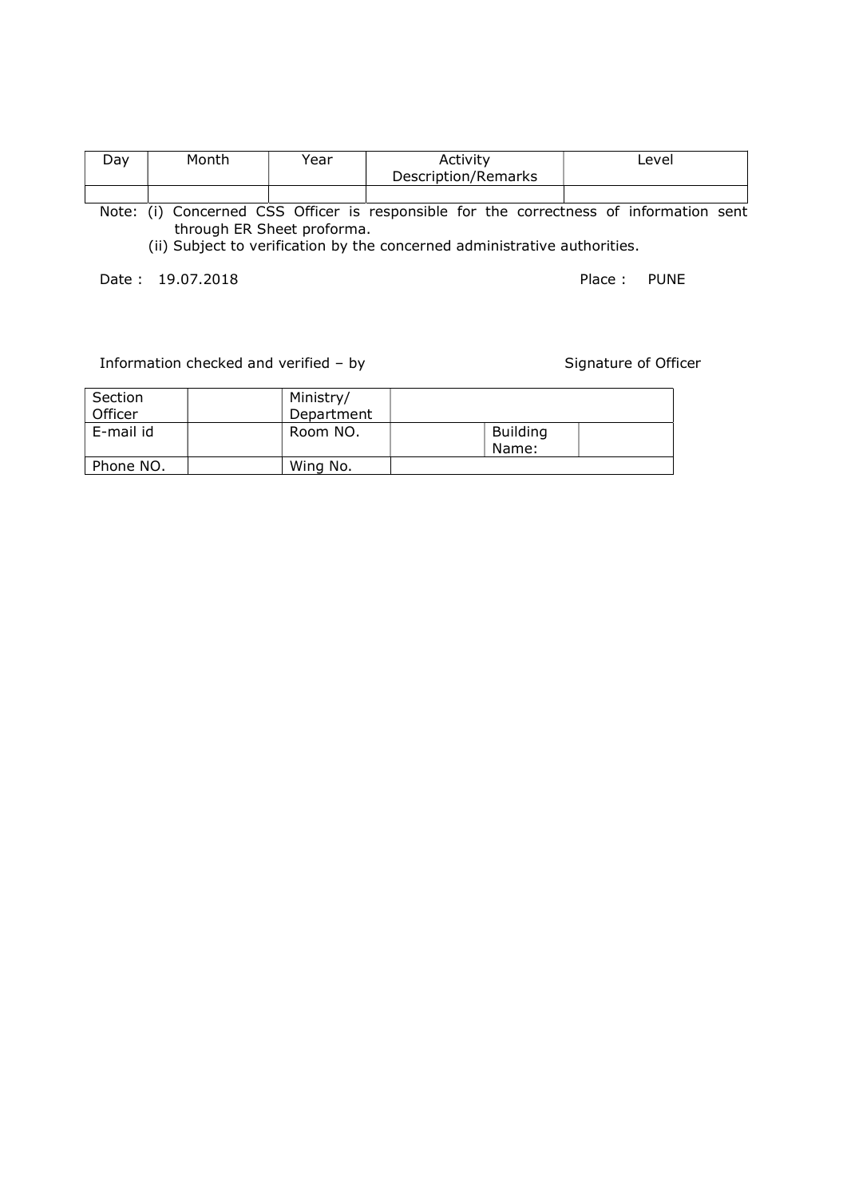| Day | Month | Year | Activity Description/Remarks | Level |
|---|---|---|---|---|
| | | | | |

Note: (i) Concerned CSS Officer is responsible for the correctness of information sent through ER Sheet proforma.

(ii) Subject to verification by the concerned administrative authorities.

Date : 19.07.2018 Place : PUNE

Information checked and verified – by Signature of Officer

| | | | | | |
|---|---|---|---|---|---|
| Section Officer | | Ministry/ Department | | | |
| E-mail id | | Room NO. | | Building Name: | |
| Phone NO. | | Wing No. | | | |